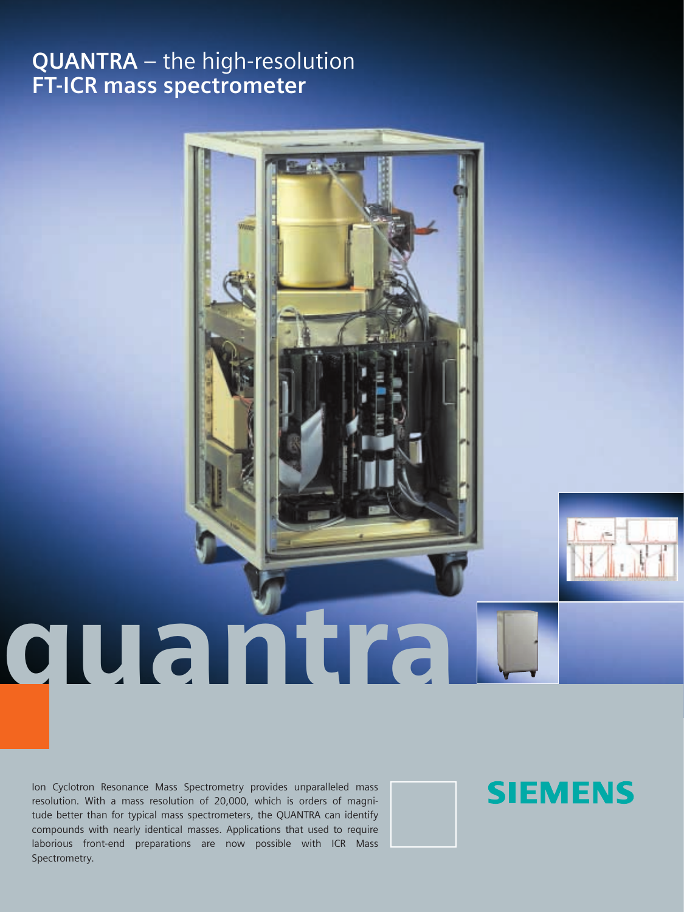# QUANTRA – the high-resolution FT-ICR mass spectrometer

quantra

Ion Cyclotron Resonance Mass Spectrometry provides unparalleled mass resolution. With a mass resolution of 20,000, which is orders of magnitude better than for typical mass spectrometers, the QUANTRA can identify compounds with nearly identical masses. Applications that used to require laborious front-end preparations are now possible with ICR Mass Spectrometry.

SIEMENS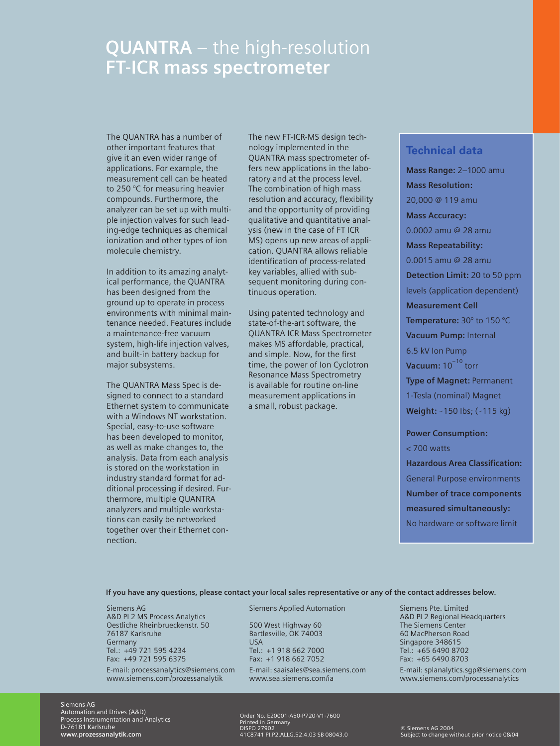# **QUANTRA** – the high-resolution **FT-ICR mass spectrometer**

The QUANTRA has a number of other important features that give it an even wider range of applications. For example, the measurement cell can be heated to 250 °C for measuring heavier compounds. Furthermore, the analyzer can be set up with multiple injection valves for such leading-edge techniques as chemical ionization and other types of ion molecule chemistry.

In addition to its amazing analytical performance, the QUANTRA has been designed from the ground up to operate in process environments with minimal maintenance needed. Features include a maintenance-free vacuum system, high-life injection valves, and built-in battery backup for major subsystems.

The QUANTRA Mass Spec is designed to connect to a standard Ethernet system to communicate with a Windows NT workstation. Special, easy-to-use software has been developed to monitor, as well as make changes to, the analysis. Data from each analysis is stored on the workstation in industry standard format for additional processing if desired. Furthermore, multiple QUANTRA analyzers and multiple workstations can easily be networked together over their Ethernet connection.

The new FT-ICR-MS design technology implemented in the QUANTRA mass spectrometer offers new applications in the laboratory and at the process level. The combination of high mass resolution and accuracy, flexibility and the opportunity of providing qualitative and quantitative analysis (new in the case of FT ICR MS) opens up new areas of application. QUANTRA allows reliable identification of process-related key variables, allied with subsequent monitoring during continuous operation.

Using patented technology and state-of-the-art software, the QUANTRA ICR Mass Spectrometer makes MS affordable, practical, and simple. Now, for the first time, the power of Ion Cyclotron Resonance Mass Spectrometry is available for routine on-line measurement applications in a small, robust package.

## Technical data

**Mass Range:** 2–1000 amu

**Mass Resolution:** 20,000 @ 119 amu

**Mass Accuracy:** 0.0002 amu @ 28 amu

**Mass Repeatability:** 0.0015 amu @ 28 amu

**Detection Limit:** 20 to 50 ppm levels (application dependent)

**Measurement Cell Temperature:** 30° to 150 °C

**Vacuum Pump:** Internal 6.5 kV Ion Pump

**Vacuum:** $10^{-10}$ torr

**Type of Magnet:** Permanent 1-Tesla (nominal) Magnet

**Weight:** ~150 lbs; (~115 kg)

**Power Consumption:** < 700 watts

**Hazardous Area Classification:** General Purpose environments

**Number of trace components measured simultaneously:** No hardware or software limit

**If you have any questions, please contact your local sales representative or any of the contact addresses below.**

Siemens AG
A&D PI 2 MS Process Analytics
Oestliche Rheinbrueckenstr. 50
76187 Karlsruhe
Germany
Tel.: +49 721 595 4234
Fax: +49 721 595 6375
E-mail: processanalytics@siemens.com
www.siemens.com/prozessanalytik

Siemens Applied Automation

500 West Highway 60
Bartlesville, OK 74003
USA
Tel.: +1 918 662 7000
Fax: +1 918 662 7052
E-mail: saaisales@sea.siemens.com
www.sea.siemens.com/ia

Siemens Pte. Limited
A&D PI 2 Regional Headquarters
The Siemens Center
60 MacPherson Road
Singapore 348615
Tel.: +65 6490 8702
Fax: +65 6490 8703
E-mail: splanalytics.sgp@siemens.com
www.siemens.com/processanalytics

Siemens AG
Automation and Drives (A&D)
Process Instrumentation and Analytics
D-76181 Karlsruhe
**www.prozessanalytik.com**

Order No. E20001-A50-P720-V1-7600
Printed in Germany
DISPO 27902
41C8741 PI.P2.ALLG.52.4.03 SB 08043.0

© Siemens AG 2004
Subject to change without prior notice 08/04